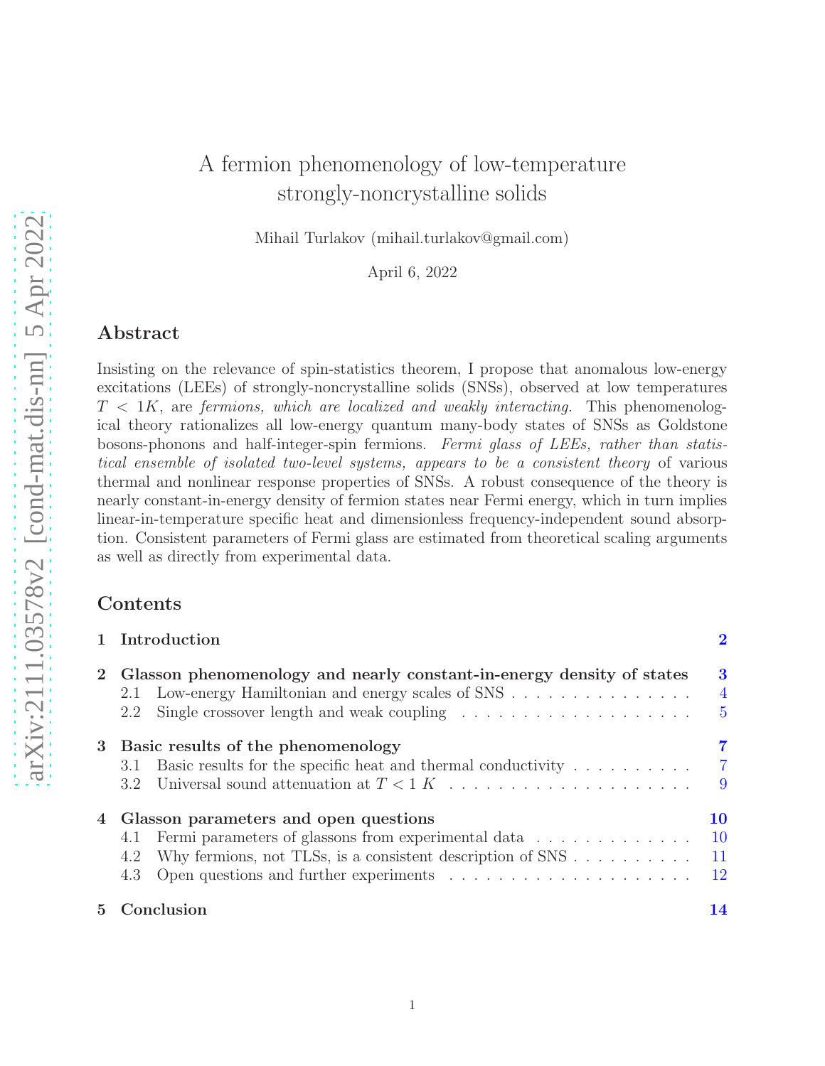# A fermion phenomenology of low-temperature strongly-noncrystalline solids

Mihail Turlakov (mihail.turlakov@gmail.com)

April 6, 2022

## Abstract

Insisting on the relevance of spin-statistics theorem, I propose that anomalous low-energy excitations (LEEs) of strongly-noncrystalline solids (SNSs), observed at low temperatures $T < 1K$, are *fermions, which are localized and weakly interacting.* This phenomenological theory rationalizes all low-energy quantum many-body states of SNSs as Goldstone bosons-phonons and half-integer-spin fermions. *Fermi glass of LEEs, rather than statistical ensemble of isolated two-level systems, appears to be a consistent theory* of various thermal and nonlinear response properties of SNSs. A robust consequence of the theory is nearly constant-in-energy density of fermion states near Fermi energy, which in turn implies linear-in-temperature specific heat and dimensionless frequency-independent sound absorption. Consistent parameters of Fermi glass are estimated from theoretical scaling arguments as well as directly from experimental data.

## Contents

**1 Introduction** 2

**2 Glasson phenomenology and nearly constant-in-energy density of states** 3
- 2.1 Low-energy Hamiltonian and energy scales of SNS 4
- 2.2 Single crossover length and weak coupling 5

**3 Basic results of the phenomenology** 7
- 3.1 Basic results for the specific heat and thermal conductivity 7
- 3.2 Universal sound attenuation at $T < 1\ K$ 9

**4 Glasson parameters and open questions** 10
- 4.1 Fermi parameters of glassons from experimental data 10
- 4.2 Why fermions, not TLSs, is a consistent description of SNS 11
- 4.3 Open questions and further experiments 12

**5 Conclusion** 14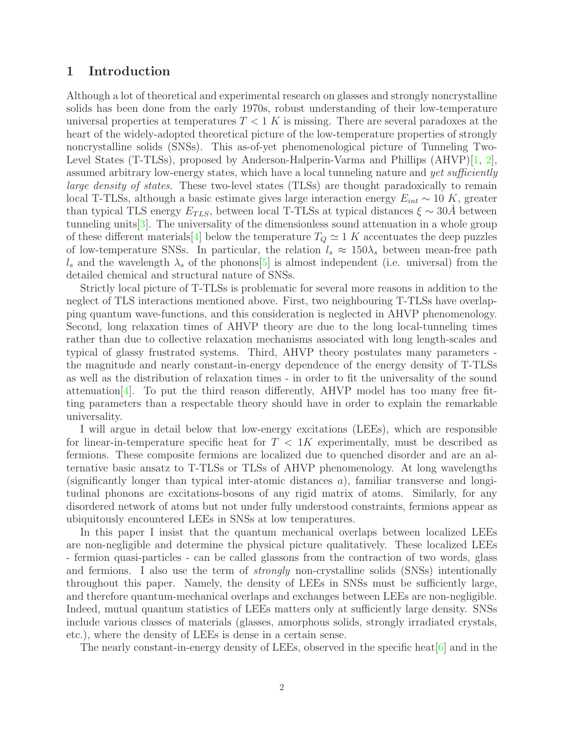# 1 Introduction

Although a lot of theoretical and experimental research on glasses and strongly noncrystalline solids has been done from the early 1970s, robust understanding of their low-temperature universal properties at temperatures $T < 1\ K$ is missing. There are several paradoxes at the heart of the widely-adopted theoretical picture of the low-temperature properties of strongly noncrystalline solids (SNSs). This as-of-yet phenomenological picture of Tunneling Two-Level States (T-TLSs), proposed by Anderson-Halperin-Varma and Phillips (AHVP)[1, 2], assumed arbitrary low-energy states, which have a local tunneling nature and *yet sufficiently large density of states*. These two-level states (TLSs) are thought paradoxically to remain local T-TLSs, although a basic estimate gives large interaction energy $E_{int} \sim 10\ K$, greater than typical TLS energy $E_{TLS}$, between local T-TLSs at typical distances $\xi \sim 30 \dot{A}$ between tunneling units[3]. The universality of the dimensionless sound attenuation in a whole group of these different materials[4] below the temperature $T_Q \simeq 1\ K$ accentuates the deep puzzles of low-temperature SNSs. In particular, the relation $l_s \approx 150\lambda_s$ between mean-free path $l_s$ and the wavelength $\lambda_s$ of the phonons[5] is almost independent (i.e. universal) from the detailed chemical and structural nature of SNSs.

Strictly local picture of T-TLSs is problematic for several more reasons in addition to the neglect of TLS interactions mentioned above. First, two neighbouring T-TLSs have overlapping quantum wave-functions, and this consideration is neglected in AHVP phenomenology. Second, long relaxation times of AHVP theory are due to the long local-tunneling times rather than due to collective relaxation mechanisms associated with long length-scales and typical of glassy frustrated systems. Third, AHVP theory postulates many parameters - the magnitude and nearly constant-in-energy dependence of the energy density of T-TLSs as well as the distribution of relaxation times - in order to fit the universality of the sound attenuation[4]. To put the third reason differently, AHVP model has too many free fitting parameters than a respectable theory should have in order to explain the remarkable universality.

I will argue in detail below that low-energy excitations (LEEs), which are responsible for linear-in-temperature specific heat for $T < 1K$ experimentally, must be described as fermions. These composite fermions are localized due to quenched disorder and are an alternative basic ansatz to T-TLSs or TLSs of AHVP phenomenology. At long wavelengths (significantly longer than typical inter-atomic distances $a$), familiar transverse and longitudinal phonons are excitations-bosons of any rigid matrix of atoms. Similarly, for any disordered network of atoms but not under fully understood constraints, fermions appear as ubiquitously encountered LEEs in SNSs at low temperatures.

In this paper I insist that the quantum mechanical overlaps between localized LEEs are non-negligible and determine the physical picture qualitatively. These localized LEEs - fermion quasi-particles - can be called glassons from the contraction of two words, glass and fermions. I also use the term of *strongly* non-crystalline solids (SNSs) intentionally throughout this paper. Namely, the density of LEEs in SNSs must be sufficiently large, and therefore quantum-mechanical overlaps and exchanges between LEEs are non-negligible. Indeed, mutual quantum statistics of LEEs matters only at sufficiently large density. SNSs include various classes of materials (glasses, amorphous solids, strongly irradiated crystals, etc.), where the density of LEEs is dense in a certain sense.

The nearly constant-in-energy density of LEEs, observed in the specific heat[6] and in the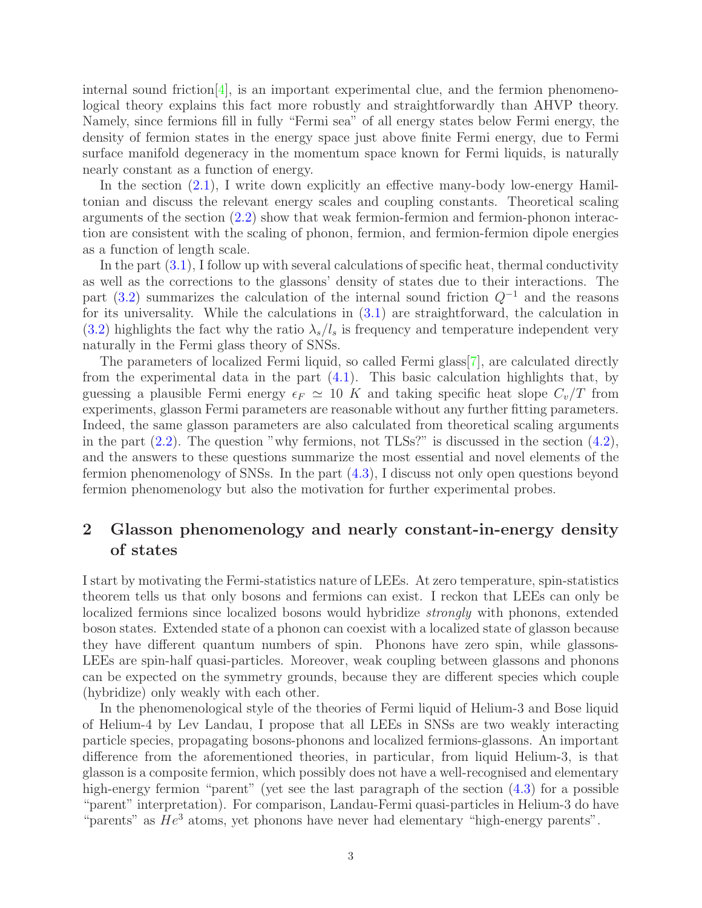internal sound friction[4], is an important experimental clue, and the fermion phenomenological theory explains this fact more robustly and straightforwardly than AHVP theory. Namely, since fermions fill in fully "Fermi sea" of all energy states below Fermi energy, the density of fermion states in the energy space just above finite Fermi energy, due to Fermi surface manifold degeneracy in the momentum space known for Fermi liquids, is naturally nearly constant as a function of energy.

In the section (2.1), I write down explicitly an effective many-body low-energy Hamiltonian and discuss the relevant energy scales and coupling constants. Theoretical scaling arguments of the section (2.2) show that weak fermion-fermion and fermion-phonon interaction are consistent with the scaling of phonon, fermion, and fermion-fermion dipole energies as a function of length scale.

In the part (3.1), I follow up with several calculations of specific heat, thermal conductivity as well as the corrections to the glassons' density of states due to their interactions. The part (3.2) summarizes the calculation of the internal sound friction $Q^{-1}$ and the reasons for its universality. While the calculations in (3.1) are straightforward, the calculation in (3.2) highlights the fact why the ratio $\lambda_s/l_s$ is frequency and temperature independent very naturally in the Fermi glass theory of SNSs.

The parameters of localized Fermi liquid, so called Fermi glass[7], are calculated directly from the experimental data in the part (4.1). This basic calculation highlights that, by guessing a plausible Fermi energy $\epsilon_F \simeq 10$ $K$ and taking specific heat slope $C_v/T$ from experiments, glasson Fermi parameters are reasonable without any further fitting parameters. Indeed, the same glasson parameters are also calculated from theoretical scaling arguments in the part (2.2). The question "why fermions, not TLSs?" is discussed in the section (4.2), and the answers to these questions summarize the most essential and novel elements of the fermion phenomenology of SNSs. In the part (4.3), I discuss not only open questions beyond fermion phenomenology but also the motivation for further experimental probes.

## 2 Glasson phenomenology and nearly constant-in-energy density of states

I start by motivating the Fermi-statistics nature of LEEs. At zero temperature, spin-statistics theorem tells us that only bosons and fermions can exist. I reckon that LEEs can only be localized fermions since localized bosons would hybridize *strongly* with phonons, extended boson states. Extended state of a phonon can coexist with a localized state of glasson because they have different quantum numbers of spin. Phonons have zero spin, while glassons-LEEs are spin-half quasi-particles. Moreover, weak coupling between glassons and phonons can be expected on the symmetry grounds, because they are different species which couple (hybridize) only weakly with each other.

In the phenomenological style of the theories of Fermi liquid of Helium-3 and Bose liquid of Helium-4 by Lev Landau, I propose that all LEEs in SNSs are two weakly interacting particle species, propagating bosons-phonons and localized fermions-glassons. An important difference from the aforementioned theories, in particular, from liquid Helium-3, is that glasson is a composite fermion, which possibly does not have a well-recognised and elementary high-energy fermion "parent" (yet see the last paragraph of the section (4.3) for a possible "parent" interpretation). For comparison, Landau-Fermi quasi-particles in Helium-3 do have "parents" as $He^3$ atoms, yet phonons have never had elementary "high-energy parents".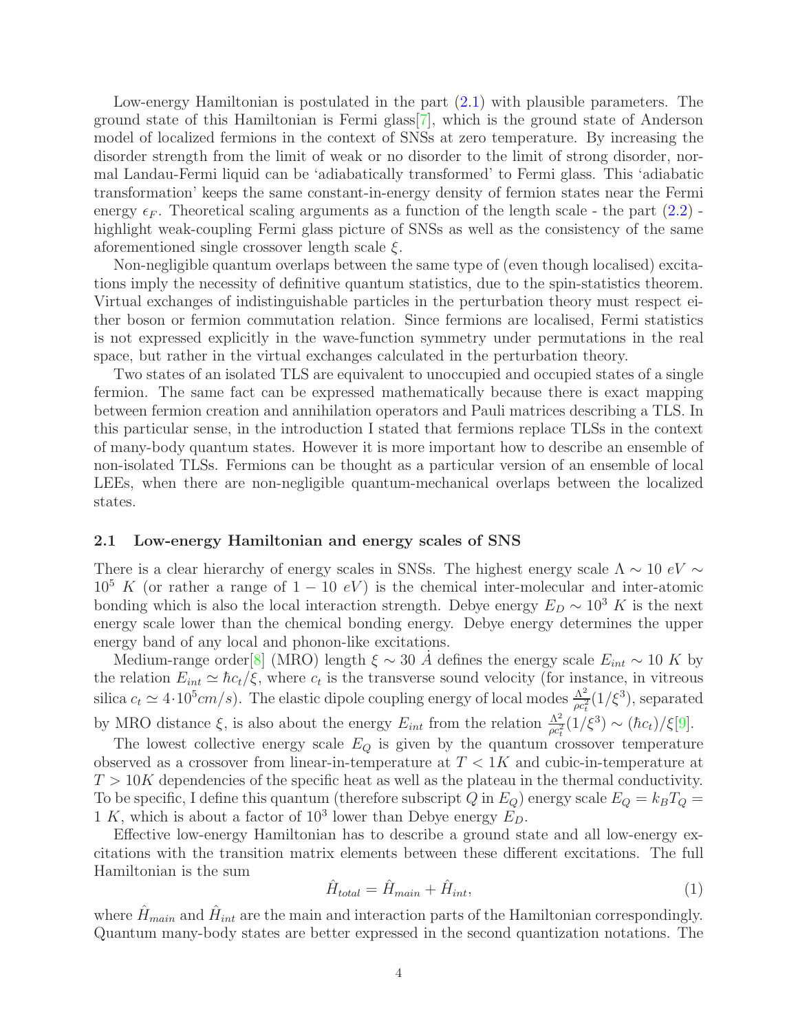Low-energy Hamiltonian is postulated in the part (2.1) with plausible parameters. The ground state of this Hamiltonian is Fermi glass[7], which is the ground state of Anderson model of localized fermions in the context of SNSs at zero temperature. By increasing the disorder strength from the limit of weak or no disorder to the limit of strong disorder, normal Landau-Fermi liquid can be 'adiabatically transformed' to Fermi glass. This 'adiabatic transformation' keeps the same constant-in-energy density of fermion states near the Fermi energy $\epsilon_F$. Theoretical scaling arguments as a function of the length scale - the part (2.2) - highlight weak-coupling Fermi glass picture of SNSs as well as the consistency of the same aforementioned single crossover length scale $\xi$.

Non-negligible quantum overlaps between the same type of (even though localised) excitations imply the necessity of definitive quantum statistics, due to the spin-statistics theorem. Virtual exchanges of indistinguishable particles in the perturbation theory must respect either boson or fermion commutation relation. Since fermions are localised, Fermi statistics is not expressed explicitly in the wave-function symmetry under permutations in the real space, but rather in the virtual exchanges calculated in the perturbation theory.

Two states of an isolated TLS are equivalent to unoccupied and occupied states of a single fermion. The same fact can be expressed mathematically because there is exact mapping between fermion creation and annihilation operators and Pauli matrices describing a TLS. In this particular sense, in the introduction I stated that fermions replace TLSs in the context of many-body quantum states. However it is more important how to describe an ensemble of non-isolated TLSs. Fermions can be thought as a particular version of an ensemble of local LEEs, when there are non-negligible quantum-mechanical overlaps between the localized states.

## 2.1 Low-energy Hamiltonian and energy scales of SNS

There is a clear hierarchy of energy scales in SNSs. The highest energy scale $\Lambda \sim 10\ eV \sim 10^5\ K$ (or rather a range of $1-10\ eV$) is the chemical inter-molecular and inter-atomic bonding which is also the local interaction strength. Debye energy $E_D \sim 10^3\ K$ is the next energy scale lower than the chemical bonding energy. Debye energy determines the upper energy band of any local and phonon-like excitations.

Medium-range order[8] (MRO) length $\xi \sim 30\ \dot{A}$ defines the energy scale $E_{int} \sim 10\ K$ by the relation $E_{int} \simeq \hbar c_t/\xi$, where $c_t$ is the transverse sound velocity (for instance, in vitreous silica $c_t \simeq 4 \cdot 10^5 cm/s$). The elastic dipole coupling energy of local modes $\frac{\Lambda^2}{\rho c_t^2}(1/\xi^3)$, separated by MRO distance $\xi$, is also about the energy $E_{int}$ from the relation $\frac{\Lambda^2}{\rho c_t^2}(1/\xi^3) \sim (\hbar c_t)/\xi$[9].

The lowest collective energy scale $E_Q$ is given by the quantum crossover temperature observed as a crossover from linear-in-temperature at $T < 1K$ and cubic-in-temperature at $T > 10K$ dependencies of the specific heat as well as the plateau in the thermal conductivity. To be specific, I define this quantum (therefore subscript $Q$ in $E_Q$) energy scale $E_Q = k_B T_Q = 1\ K$, which is about a factor of $10^3$ lower than Debye energy $E_D$.

Effective low-energy Hamiltonian has to describe a ground state and all low-energy excitations with the transition matrix elements between these different excitations. The full Hamiltonian is the sum

$$\hat{H}_{total} = \hat{H}_{main} + \hat{H}_{int}, \tag{1}$$

where $\hat{H}_{main}$ and $\hat{H}_{int}$ are the main and interaction parts of the Hamiltonian correspondingly. Quantum many-body states are better expressed in the second quantization notations. The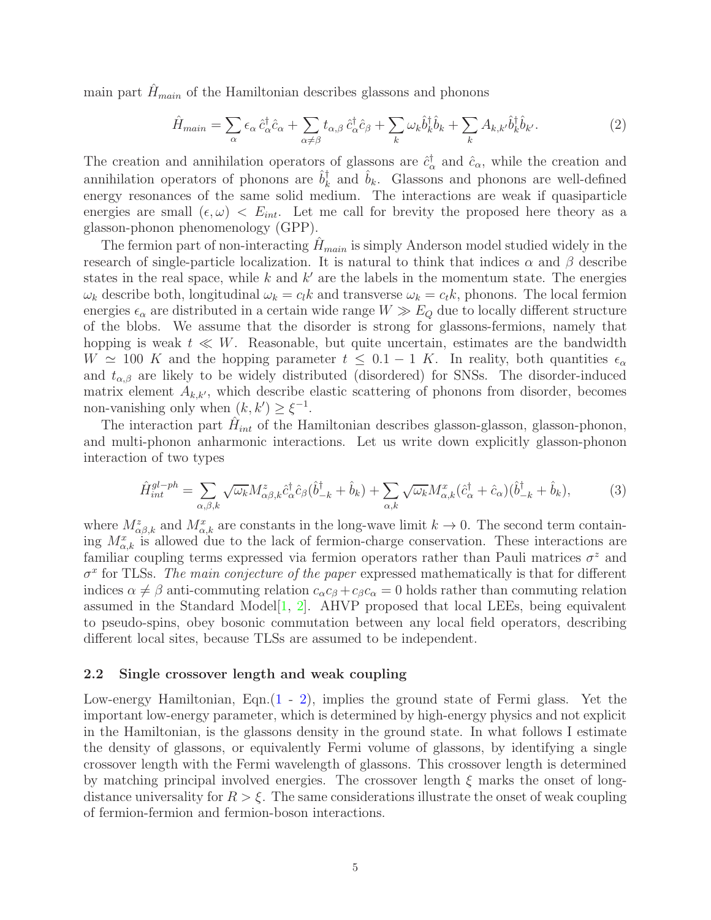main part $\hat{H}_{main}$ of the Hamiltonian describes glassons and phonons

$$\hat{H}_{main} = \sum_{\alpha} \epsilon_{\alpha}\, \hat{c}^{\dagger}_{\alpha}\hat{c}_{\alpha} + \sum_{\alpha\neq\beta} t_{\alpha,\beta}\, \hat{c}^{\dagger}_{\alpha}\hat{c}_{\beta} + \sum_{k} \omega_k \hat{b}^{\dagger}_k \hat{b}_k + \sum_{k} A_{k,k'} \hat{b}^{\dagger}_k \hat{b}_{k'}. \tag{2}$$

The creation and annihilation operators of glassons are $\hat{c}^{\dagger}_{\alpha}$ and $\hat{c}_{\alpha}$, while the creation and annihilation operators of phonons are $\hat{b}^{\dagger}_k$ and $\hat{b}_k$. Glassons and phonons are well-defined energy resonances of the same solid medium. The interactions are weak if quasiparticle energies are small $(\epsilon, \omega) < E_{int}$. Let me call for brevity the proposed here theory as a glasson-phonon phenomenology (GPP).

The fermion part of non-interacting $\hat{H}_{main}$ is simply Anderson model studied widely in the research of single-particle localization. It is natural to think that indices $\alpha$ and $\beta$ describe states in the real space, while $k$ and $k'$ are the labels in the momentum state. The energies $\omega_k$ describe both, longitudinal $\omega_k = c_l k$ and transverse $\omega_k = c_t k$, phonons. The local fermion energies $\epsilon_{\alpha}$ are distributed in a certain wide range $W \gg E_Q$ due to locally different structure of the blobs. We assume that the disorder is strong for glassons-fermions, namely that hopping is weak $t \ll W$. Reasonable, but quite uncertain, estimates are the bandwidth $W \simeq 100\ K$ and the hopping parameter $t \leq 0.1 - 1\ K$. In reality, both quantities $\epsilon_{\alpha}$ and $t_{\alpha,\beta}$ are likely to be widely distributed (disordered) for SNSs. The disorder-induced matrix element $A_{k,k'}$, which describe elastic scattering of phonons from disorder, becomes non-vanishing only when $(k, k') \geq \xi^{-1}$.

The interaction part $\hat{H}_{int}$ of the Hamiltonian describes glasson-glasson, glasson-phonon, and multi-phonon anharmonic interactions. Let us write down explicitly glasson-phonon interaction of two types

$$\hat{H}^{gl-ph}_{int} = \sum_{\alpha,\beta,k} \sqrt{\omega_k} M^{z}_{\alpha\beta,k} \hat{c}^{\dagger}_{\alpha}\hat{c}_{\beta}(\hat{b}^{\dagger}_{-k} + \hat{b}_k) + \sum_{\alpha,k} \sqrt{\omega_k} M^{x}_{\alpha,k} (\hat{c}^{\dagger}_{\alpha} + \hat{c}_{\alpha})(\hat{b}^{\dagger}_{-k} + \hat{b}_k), \tag{3}$$

where $M^{z}_{\alpha\beta,k}$ and $M^{x}_{\alpha,k}$ are constants in the long-wave limit $k \to 0$. The second term containing $M^{x}_{\alpha,k}$ is allowed due to the lack of fermion-charge conservation. These interactions are familiar coupling terms expressed via fermion operators rather than Pauli matrices $\sigma^z$ and $\sigma^x$ for TLSs. *The main conjecture of the paper* expressed mathematically is that for different indices $\alpha \neq \beta$ anti-commuting relation $c_{\alpha}c_{\beta} + c_{\beta}c_{\alpha} = 0$ holds rather than commuting relation assumed in the Standard Model[1, 2]. AHVP proposed that local LEEs, being equivalent to pseudo-spins, obey bosonic commutation between any local field operators, describing different local sites, because TLSs are assumed to be independent.

### 2.2 Single crossover length and weak coupling

Low-energy Hamiltonian, Eqn.(1 - 2), implies the ground state of Fermi glass. Yet the important low-energy parameter, which is determined by high-energy physics and not explicit in the Hamiltonian, is the glassons density in the ground state. In what follows I estimate the density of glassons, or equivalently Fermi volume of glassons, by identifying a single crossover length with the Fermi wavelength of glassons. This crossover length is determined by matching principal involved energies. The crossover length $\xi$ marks the onset of long-distance universality for $R > \xi$. The same considerations illustrate the onset of weak coupling of fermion-fermion and fermion-boson interactions.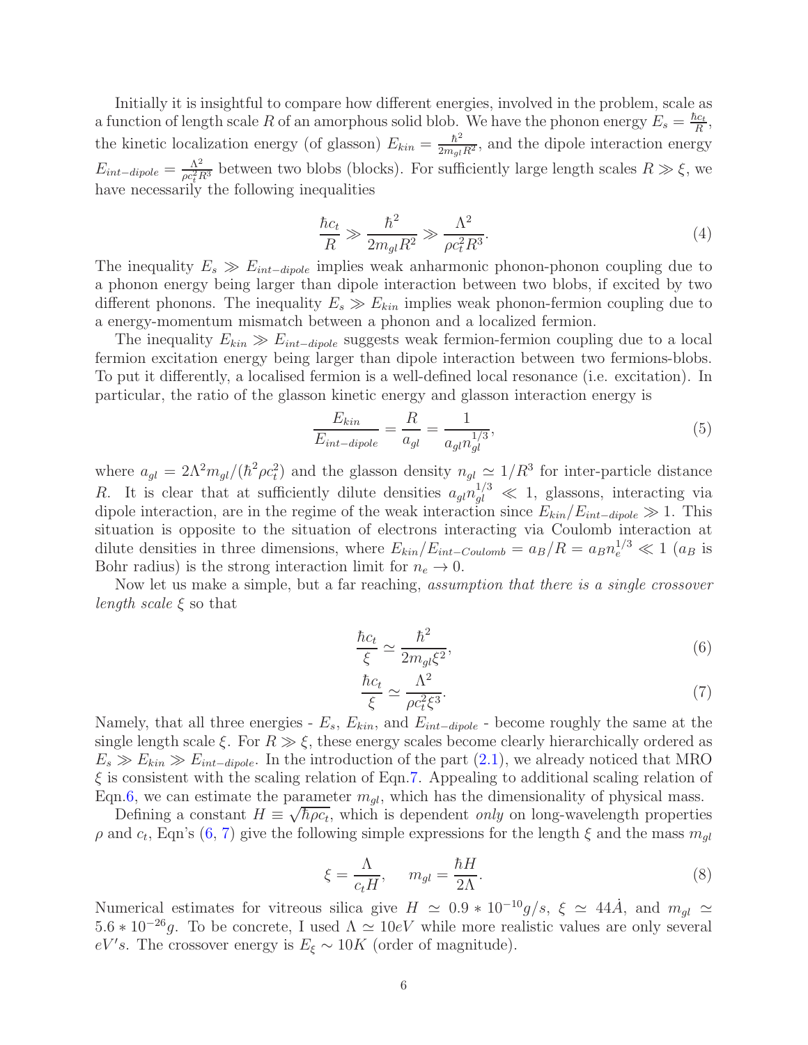Initially it is insightful to compare how different energies, involved in the problem, scale as a function of length scale $R$ of an amorphous solid blob. We have the phonon energy $E_s = \frac{\hbar c_t}{R}$, the kinetic localization energy (of glasson) $E_{kin} = \frac{\hbar^2}{2m_{gl}R^2}$, and the dipole interaction energy $E_{int-dipole} = \frac{\Lambda^2}{\rho c_t^2 R^3}$ between two blobs (blocks). For sufficiently large length scales $R \gg \xi$, we have necessarily the following inequalities

$$\frac{\hbar c_t}{R} \gg \frac{\hbar^2}{2m_{gl}R^2} \gg \frac{\Lambda^2}{\rho c_t^2 R^3}. \tag{4}$$

The inequality $E_s \gg E_{int-dipole}$ implies weak anharmonic phonon-phonon coupling due to a phonon energy being larger than dipole interaction between two blobs, if excited by two different phonons. The inequality $E_s \gg E_{kin}$ implies weak phonon-fermion coupling due to a energy-momentum mismatch between a phonon and a localized fermion.

The inequality $E_{kin} \gg E_{int-dipole}$ suggests weak fermion-fermion coupling due to a local fermion excitation energy being larger than dipole interaction between two fermions-blobs. To put it differently, a localised fermion is a well-defined local resonance (i.e. excitation). In particular, the ratio of the glasson kinetic energy and glasson interaction energy is

$$\frac{E_{kin}}{E_{int-dipole}} = \frac{R}{a_{gl}} = \frac{1}{a_{gl} n_{gl}^{1/3}}, \tag{5}$$

where $a_{gl} = 2\Lambda^2 m_{gl}/(\hbar^2 \rho c_t^2)$ and the glasson density $n_{gl} \simeq 1/R^3$ for inter-particle distance $R$. It is clear that at sufficiently dilute densities $a_{gl} n_{gl}^{1/3} \ll 1$, glassons, interacting via dipole interaction, are in the regime of the weak interaction since $E_{kin}/E_{int-dipole} \gg 1$. This situation is opposite to the situation of electrons interacting via Coulomb interaction at dilute densities in three dimensions, where $E_{kin}/E_{int-Coulomb} = a_B/R = a_B n_e^{1/3} \ll 1$ ($a_B$ is Bohr radius) is the strong interaction limit for $n_e \to 0$.

Now let us make a simple, but a far reaching, *assumption that there is a single crossover length scale* $\xi$ so that

$$\frac{\hbar c_t}{\xi} \simeq \frac{\hbar^2}{2m_{gl}\xi^2}, \tag{6}$$

$$\frac{\hbar c_t}{\xi} \simeq \frac{\Lambda^2}{\rho c_t^2 \xi^3}. \tag{7}$$

Namely, that all three energies - $E_s$, $E_{kin}$, and $E_{int-dipole}$ - become roughly the same at the single length scale $\xi$. For $R \gg \xi$, these energy scales become clearly hierarchically ordered as $E_s \gg E_{kin} \gg E_{int-dipole}$. In the introduction of the part (2.1), we already noticed that MRO $\xi$ is consistent with the scaling relation of Eqn.7. Appealing to additional scaling relation of Eqn.6, we can estimate the parameter $m_{gl}$, which has the dimensionality of physical mass.

Defining a constant $H \equiv \sqrt{\hbar \rho c_t}$, which is dependent *only* on long-wavelength properties $\rho$ and $c_t$, Eqn's (6, 7) give the following simple expressions for the length $\xi$ and the mass $m_{gl}$

$$\xi = \frac{\Lambda}{c_t H}, \quad m_{gl} = \frac{\hbar H}{2\Lambda}. \tag{8}$$

Numerical estimates for vitreous silica give $H \simeq 0.9 * 10^{-10} g/s$, $\xi \simeq 44\dot{A}$, and $m_{gl} \simeq 5.6 * 10^{-26} g$. To be concrete, I used $\Lambda \simeq 10eV$ while more realistic values are only several $eV'$s. The crossover energy is $E_\xi \sim 10K$ (order of magnitude).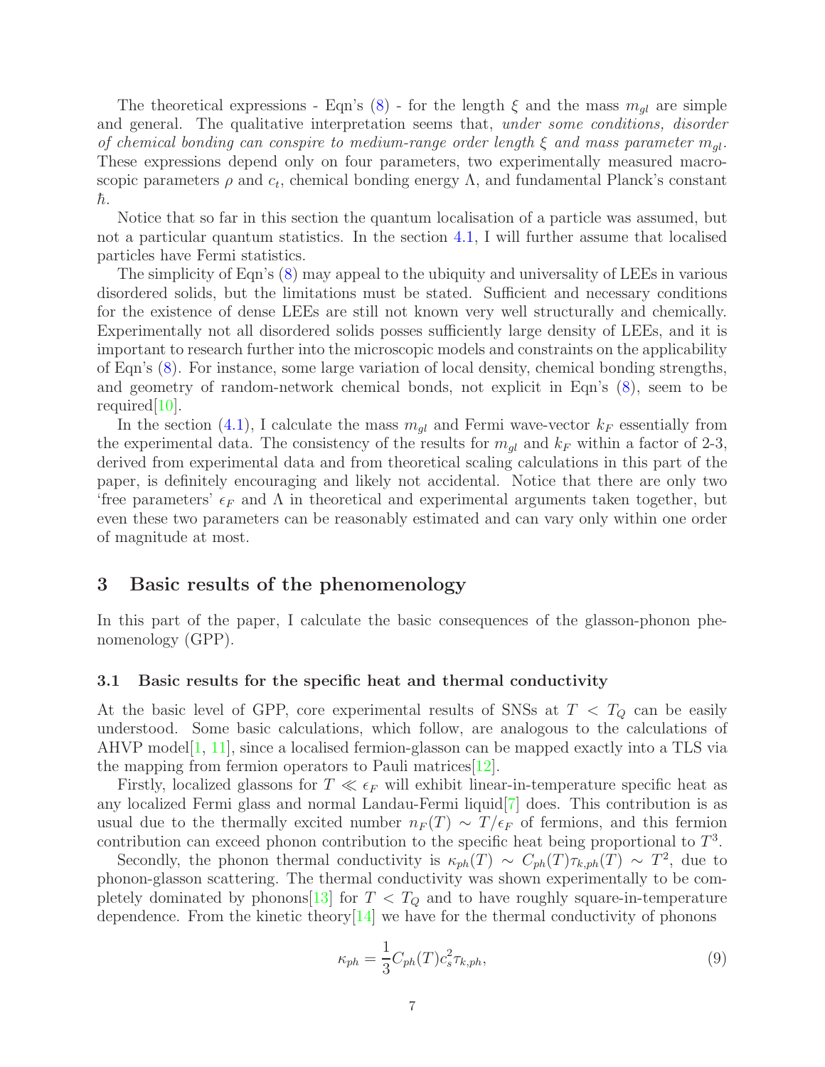The theoretical expressions - Eqn's (8) - for the length $\xi$ and the mass $m_{gl}$ are simple and general. The qualitative interpretation seems that, *under some conditions, disorder of chemical bonding can conspire to medium-range order length $\xi$ and mass parameter $m_{gl}$*. These expressions depend only on four parameters, two experimentally measured macroscopic parameters $\rho$ and $c_t$, chemical bonding energy $\Lambda$, and fundamental Planck's constant $\hbar$.

Notice that so far in this section the quantum localisation of a particle was assumed, but not a particular quantum statistics. In the section 4.1, I will further assume that localised particles have Fermi statistics.

The simplicity of Eqn's (8) may appeal to the ubiquity and universality of LEEs in various disordered solids, but the limitations must be stated. Sufficient and necessary conditions for the existence of dense LEEs are still not known very well structurally and chemically. Experimentally not all disordered solids posses sufficiently large density of LEEs, and it is important to research further into the microscopic models and constraints on the applicability of Eqn's (8). For instance, some large variation of local density, chemical bonding strengths, and geometry of random-network chemical bonds, not explicit in Eqn's (8), seem to be required[10].

In the section (4.1), I calculate the mass $m_{gl}$ and Fermi wave-vector $k_F$ essentially from the experimental data. The consistency of the results for $m_{gl}$ and $k_F$ within a factor of 2-3, derived from experimental data and from theoretical scaling calculations in this part of the paper, is definitely encouraging and likely not accidental. Notice that there are only two 'free parameters' $\epsilon_F$ and $\Lambda$ in theoretical and experimental arguments taken together, but even these two parameters can be reasonably estimated and can vary only within one order of magnitude at most.

# 3 Basic results of the phenomenology

In this part of the paper, I calculate the basic consequences of the glasson-phonon phenomenology (GPP).

## 3.1 Basic results for the specific heat and thermal conductivity

At the basic level of GPP, core experimental results of SNSs at $T < T_Q$ can be easily understood. Some basic calculations, which follow, are analogous to the calculations of AHVP model[1, 11], since a localised fermion-glasson can be mapped exactly into a TLS via the mapping from fermion operators to Pauli matrices[12].

Firstly, localized glassons for $T \ll \epsilon_F$ will exhibit linear-in-temperature specific heat as any localized Fermi glass and normal Landau-Fermi liquid[7] does. This contribution is as usual due to the thermally excited number $n_F(T) \sim T/\epsilon_F$ of fermions, and this fermion contribution can exceed phonon contribution to the specific heat being proportional to $T^3$.

Secondly, the phonon thermal conductivity is $\kappa_{ph}(T) \sim C_{ph}(T)\tau_{k,ph}(T) \sim T^2$, due to phonon-glasson scattering. The thermal conductivity was shown experimentally to be completely dominated by phonons[13] for $T < T_Q$ and to have roughly square-in-temperature dependence. From the kinetic theory[14] we have for the thermal conductivity of phonons

$$\kappa_{ph} = \frac{1}{3} C_{ph}(T) c_s^2 \tau_{k,ph}, \tag{9}$$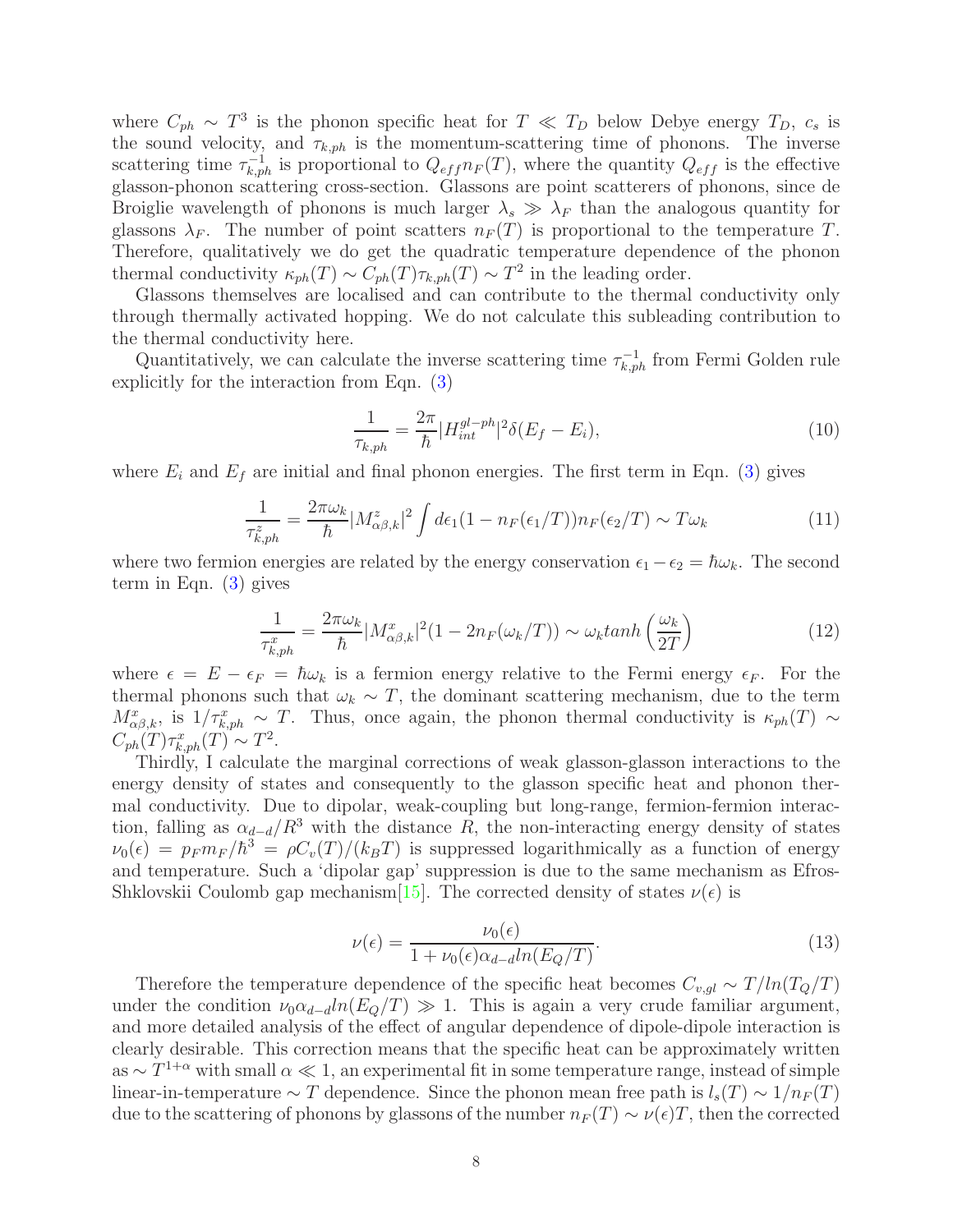where $C_{ph} \sim T^3$ is the phonon specific heat for $T \ll T_D$ below Debye energy $T_D$, $c_s$ is the sound velocity, and $\tau_{k,ph}$ is the momentum-scattering time of phonons. The inverse scattering time $\tau_{k,ph}^{-1}$ is proportional to $Q_{eff} n_F(T)$, where the quantity $Q_{eff}$ is the effective glasson-phonon scattering cross-section. Glassons are point scatterers of phonons, since de Broiglie wavelength of phonons is much larger $\lambda_s \gg \lambda_F$ than the analogous quantity for glassons $\lambda_F$. The number of point scatters $n_F(T)$ is proportional to the temperature $T$. Therefore, qualitatively we do get the quadratic temperature dependence of the phonon thermal conductivity $\kappa_{ph}(T) \sim C_{ph}(T)\tau_{k,ph}(T) \sim T^2$ in the leading order.

Glassons themselves are localised and can contribute to the thermal conductivity only through thermally activated hopping. We do not calculate this subleading contribution to the thermal conductivity here.

Quantitatively, we can calculate the inverse scattering time $\tau_{k,ph}^{-1}$ from Fermi Golden rule explicitly for the interaction from Eqn. (3)

$$\frac{1}{\tau_{k,ph}} = \frac{2\pi}{\hbar} |H_{int}^{gl-ph}|^2 \delta(E_f - E_i), \tag{10}$$

where $E_i$ and $E_f$ are initial and final phonon energies. The first term in Eqn. (3) gives

$$\frac{1}{\tau_{k,ph}^z} = \frac{2\pi\omega_k}{\hbar} |M_{\alpha\beta,k}^z|^2 \int d\epsilon_1 (1 - n_F(\epsilon_1/T)) n_F(\epsilon_2/T) \sim T\omega_k \tag{11}$$

where two fermion energies are related by the energy conservation $\epsilon_1 - \epsilon_2 = \hbar\omega_k$. The second term in Eqn. (3) gives

$$\frac{1}{\tau_{k,ph}^x} = \frac{2\pi\omega_k}{\hbar} |M_{\alpha\beta,k}^x|^2 (1 - 2n_F(\omega_k/T)) \sim \omega_k tanh\left(\frac{\omega_k}{2T}\right) \tag{12}$$

where $\epsilon = E - \epsilon_F = \hbar\omega_k$ is a fermion energy relative to the Fermi energy $\epsilon_F$. For the thermal phonons such that $\omega_k \sim T$, the dominant scattering mechanism, due to the term $M_{\alpha\beta,k}^x$, is $1/\tau_{k,ph}^x \sim T$. Thus, once again, the phonon thermal conductivity is $\kappa_{ph}(T) \sim C_{ph}(T)\tau_{k,ph}^x(T) \sim T^2$.

Thirdly, I calculate the marginal corrections of weak glasson-glasson interactions to the energy density of states and consequently to the glasson specific heat and phonon thermal conductivity. Due to dipolar, weak-coupling but long-range, fermion-fermion interaction, falling as $\alpha_{d-d}/R^3$ with the distance $R$, the non-interacting energy density of states $\nu_0(\epsilon) = p_F m_F/\hbar^3 = \rho C_v(T)/(k_B T)$ is suppressed logarithmically as a function of energy and temperature. Such a 'dipolar gap' suppression is due to the same mechanism as Efros-Shklovskii Coulomb gap mechanism[15]. The corrected density of states $\nu(\epsilon)$ is

$$\nu(\epsilon) = \frac{\nu_0(\epsilon)}{1 + \nu_0(\epsilon)\alpha_{d-d} ln(E_Q/T)}. \tag{13}$$

Therefore the temperature dependence of the specific heat becomes $C_{v,gl} \sim T/ln(T_Q/T)$ under the condition $\nu_0 \alpha_{d-d} ln(E_Q/T) \gg 1$. This is again a very crude familiar argument, and more detailed analysis of the effect of angular dependence of dipole-dipole interaction is clearly desirable. This correction means that the specific heat can be approximately written as $\sim T^{1+\alpha}$ with small $\alpha \ll 1$, an experimental fit in some temperature range, instead of simple linear-in-temperature $\sim T$ dependence. Since the phonon mean free path is $l_s(T) \sim 1/n_F(T)$ due to the scattering of phonons by glassons of the number $n_F(T) \sim \nu(\epsilon)T$, then the corrected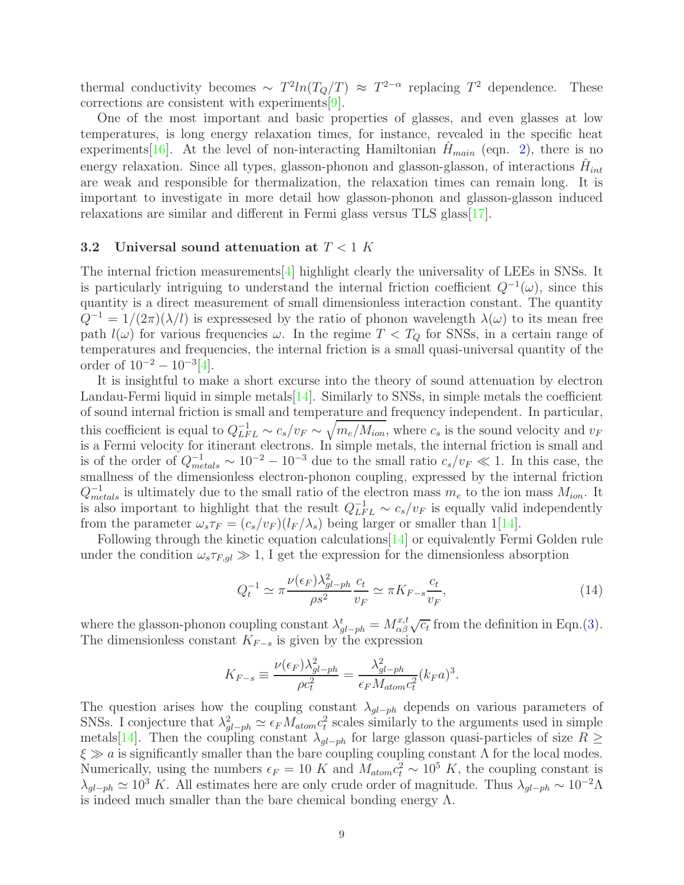thermal conductivity becomes $\sim T^2 ln(T_Q/T) \approx T^{2-\alpha}$ replacing $T^2$ dependence. These corrections are consistent with experiments[9].

One of the most important and basic properties of glasses, and even glasses at low temperatures, is long energy relaxation times, for instance, revealed in the specific heat experiments[16]. At the level of non-interacting Hamiltonian $\hat{H}_{main}$ (eqn. 2), there is no energy relaxation. Since all types, glasson-phonon and glasson-glasson, of interactions $\hat{H}_{int}$ are weak and responsible for thermalization, the relaxation times can remain long. It is important to investigate in more detail how glasson-phonon and glasson-glasson induced relaxations are similar and different in Fermi glass versus TLS glass[17].

### 3.2 Universal sound attenuation at $T < 1\ K$

The internal friction measurements[4] highlight clearly the universality of LEEs in SNSs. It is particularly intriguing to understand the internal friction coefficient $Q^{-1}(\omega)$, since this quantity is a direct measurement of small dimensionless interaction constant. The quantity $Q^{-1} = 1/(2\pi)(\lambda/l)$ is expressesed by the ratio of phonon wavelength $\lambda(\omega)$ to its mean free path $l(\omega)$ for various frequencies $\omega$. In the regime $T < T_Q$ for SNSs, in a certain range of temperatures and frequencies, the internal friction is a small quasi-universal quantity of the order of $10^{-2} - 10^{-3}$[4].

It is insightful to make a short excurse into the theory of sound attenuation by electron Landau-Fermi liquid in simple metals[14]. Similarly to SNSs, in simple metals the coefficient of sound internal friction is small and temperature and frequency independent. In particular, this coefficient is equal to $Q^{-1}_{LFL} \sim c_s/v_F \sim \sqrt{m_e/M_{ion}}$, where $c_s$ is the sound velocity and $v_F$ is a Fermi velocity for itinerant electrons. In simple metals, the internal friction is small and is of the order of $Q^{-1}_{metals} \sim 10^{-2} - 10^{-3}$ due to the small ratio $c_s/v_F \ll 1$. In this case, the smallness of the dimensionless electron-phonon coupling, expressed by the internal friction $Q^{-1}_{metals}$ is ultimately due to the small ratio of the electron mass $m_e$ to the ion mass $M_{ion}$. It is also important to highlight that the result $Q^{-1}_{LFL} \sim c_s/v_F$ is equally valid independently from the parameter $\omega_s\tau_F = (c_s/v_F)(l_F/\lambda_s)$ being larger or smaller than 1[14].

Following through the kinetic equation calculations[14] or equivalently Fermi Golden rule under the condition $\omega_s\tau_{F,gl} \gg 1$, I get the expression for the dimensionless absorption

$$Q_t^{-1} \simeq \pi\frac{\nu(\epsilon_F)\lambda^2_{gl-ph}}{\rho s^2}\frac{c_t}{v_F} \simeq \pi K_{F-s}\frac{c_t}{v_F}, \tag{14}$$

where the glasson-phonon coupling constant $\lambda^t_{gl-ph} = M^{x,t}_{\alpha\beta}\sqrt{c_t}$ from the definition in Eqn.(3). The dimensionless constant $K_{F-s}$ is given by the expression

$$K_{F-s} \equiv \frac{\nu(\epsilon_F)\lambda^2_{gl-ph}}{\rho c_t^2} = \frac{\lambda^2_{gl-ph}}{\epsilon_F M_{atom} c_t^2}(k_F a)^3.$$

The question arises how the coupling constant $\lambda_{gl-ph}$ depends on various parameters of SNSs. I conjecture that $\lambda^2_{gl-ph} \simeq \epsilon_F M_{atom} c_t^2$ scales similarly to the arguments used in simple metals[14]. Then the coupling constant $\lambda_{gl-ph}$ for large glasson quasi-particles of size $R \geq \xi \gg a$ is significantly smaller than the bare coupling coupling constant $\Lambda$ for the local modes. Numerically, using the numbers $\epsilon_F = 10\ K$ and $M_{atom}c_t^2 \sim 10^5\ K$, the coupling constant is $\lambda_{gl-ph} \simeq 10^3\ K$. All estimates here are only crude order of magnitude. Thus $\lambda_{gl-ph} \sim 10^{-2}\Lambda$ is indeed much smaller than the bare chemical bonding energy $\Lambda$.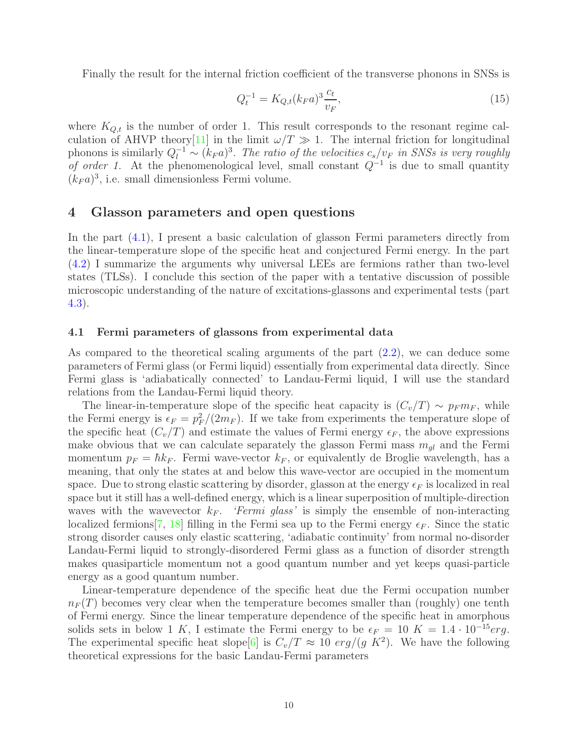Finally the result for the internal friction coefficient of the transverse phonons in SNSs is

$$Q_t^{-1} = K_{Q,t}(k_F a)^3 \frac{c_t}{v_F}, \tag{15}$$

where $K_{Q,t}$ is the number of order 1. This result corresponds to the resonant regime calculation of AHVP theory[11] in the limit $\omega/T \gg 1$. The internal friction for longitudinal phonons is similarly $Q_l^{-1} \sim (k_F a)^3$. *The ratio of the velocities $c_s/v_F$ in SNSs is very roughly of order 1.* At the phenomenological level, small constant $Q^{-1}$ is due to small quantity $(k_F a)^3$, i.e. small dimensionless Fermi volume.

## 4 Glasson parameters and open questions

In the part (4.1), I present a basic calculation of glasson Fermi parameters directly from the linear-temperature slope of the specific heat and conjectured Fermi energy. In the part (4.2) I summarize the arguments why universal LEEs are fermions rather than two-level states (TLSs). I conclude this section of the paper with a tentative discussion of possible microscopic understanding of the nature of excitations-glassons and experimental tests (part 4.3).

### 4.1 Fermi parameters of glassons from experimental data

As compared to the theoretical scaling arguments of the part (2.2), we can deduce some parameters of Fermi glass (or Fermi liquid) essentially from experimental data directly. Since Fermi glass is 'adiabatically connected' to Landau-Fermi liquid, I will use the standard relations from the Landau-Fermi liquid theory.

The linear-in-temperature slope of the specific heat capacity is $(C_v/T) \sim p_F m_F$, while the Fermi energy is $\epsilon_F = p_F^2/(2m_F)$. If we take from experiments the temperature slope of the specific heat $(C_v/T)$ and estimate the values of Fermi energy $\epsilon_F$, the above expressions make obvious that we can calculate separately the glasson Fermi mass $m_{gl}$ and the Fermi momentum $p_F = \hbar k_F$. Fermi wave-vector $k_F$, or equivalently de Broglie wavelength, has a meaning, that only the states at and below this wave-vector are occupied in the momentum space. Due to strong elastic scattering by disorder, glasson at the energy $\epsilon_F$ is localized in real space but it still has a well-defined energy, which is a linear superposition of multiple-direction waves with the wavevector $k_F$. *'Fermi glass'* is simply the ensemble of non-interacting localized fermions[7, 18] filling in the Fermi sea up to the Fermi energy $\epsilon_F$. Since the static strong disorder causes only elastic scattering, 'adiabatic continuity' from normal no-disorder Landau-Fermi liquid to strongly-disordered Fermi glass as a function of disorder strength makes quasiparticle momentum not a good quantum number and yet keeps quasi-particle energy as a good quantum number.

Linear-temperature dependence of the specific heat due the Fermi occupation number $n_F(T)$ becomes very clear when the temperature becomes smaller than (roughly) one tenth of Fermi energy. Since the linear temperature dependence of the specific heat in amorphous solids sets in below 1 $K$, I estimate the Fermi energy to be $\epsilon_F = 10\ K = 1.4 \cdot 10^{-15} erg$. The experimental specific heat slope[6] is $C_v/T \approx 10\ erg/(g\ K^2)$. We have the following theoretical expressions for the basic Landau-Fermi parameters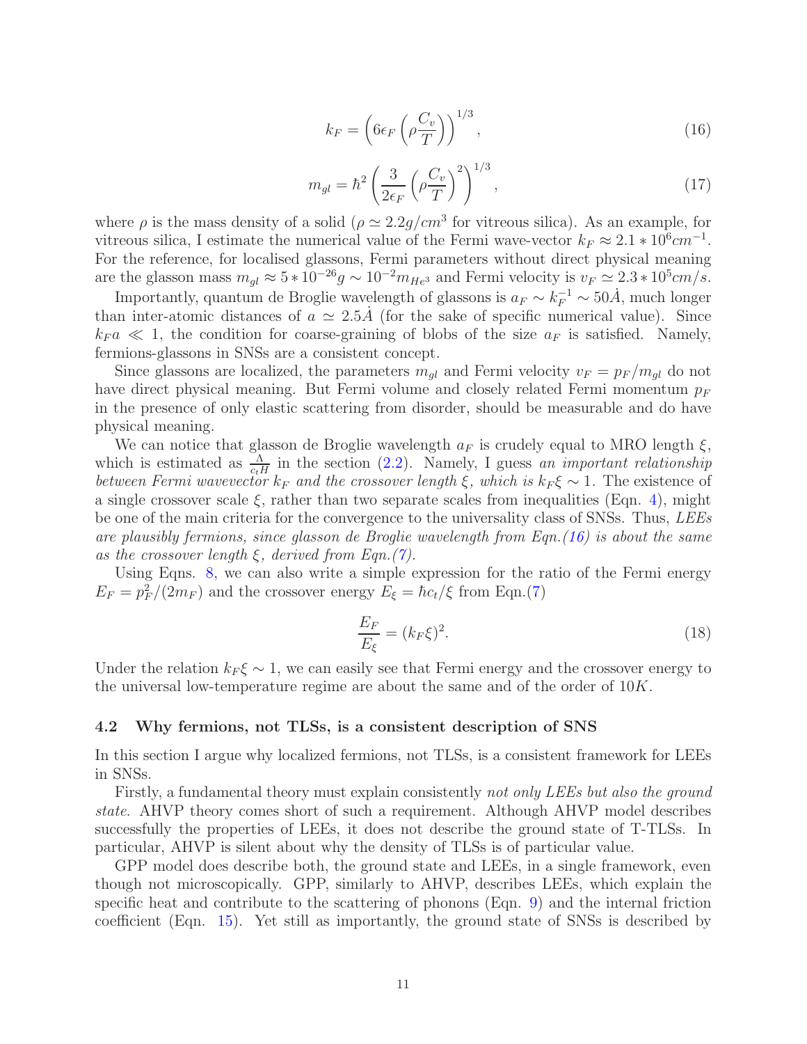$$k_F = \left( 6\epsilon_F \left( \rho \frac{C_v}{T} \right) \right)^{1/3}, \tag{16}$$

$$m_{gl} = \hbar^2 \left( \frac{3}{2\epsilon_F} \left( \rho \frac{C_v}{T} \right)^2 \right)^{1/3}, \tag{17}$$

where $\rho$ is the mass density of a solid ($\rho \simeq 2.2 g/cm^3$ for vitreous silica). As an example, for vitreous silica, I estimate the numerical value of the Fermi wave-vector $k_F \approx 2.1 * 10^6 cm^{-1}$. For the reference, for localised glassons, Fermi parameters without direct physical meaning are the glasson mass $m_{gl} \approx 5 * 10^{-26} g \sim 10^{-2} m_{He^3}$ and Fermi velocity is $v_F \simeq 2.3 * 10^5 cm/s$.

Importantly, quantum de Broglie wavelength of glassons is $a_F \sim k_F^{-1} \sim 50 \dot{A}$, much longer than inter-atomic distances of $a \simeq 2.5 \dot{A}$ (for the sake of specific numerical value). Since $k_F a \ll 1$, the condition for coarse-graining of blobs of the size $a_F$ is satisfied. Namely, fermions-glassons in SNSs are a consistent concept.

Since glassons are localized, the parameters $m_{gl}$ and Fermi velocity $v_F = p_F/m_{gl}$ do not have direct physical meaning. But Fermi volume and closely related Fermi momentum $p_F$ in the presence of only elastic scattering from disorder, should be measurable and do have physical meaning.

We can notice that glasson de Broglie wavelength $a_F$ is crudely equal to MRO length $\xi$, which is estimated as $\frac{\Lambda}{c_t H}$ in the section (2.2). Namely, I guess *an important relationship between Fermi wavevector $k_F$ and the crossover length $\xi$, which is $k_F \xi \sim 1$.* The existence of a single crossover scale $\xi$, rather than two separate scales from inequalities (Eqn. 4), might be one of the main criteria for the convergence to the universality class of SNSs. Thus, *LEEs are plausibly fermions, since glasson de Broglie wavelength from Eqn.(16) is about the same as the crossover length $\xi$, derived from Eqn.(7).*

Using Eqns. 8, we can also write a simple expression for the ratio of the Fermi energy $E_F = p_F^2/(2m_F)$ and the crossover energy $E_\xi = \hbar c_t/\xi$ from Eqn.(7)

$$\frac{E_F}{E_\xi} = (k_F \xi)^2. \tag{18}$$

Under the relation $k_F \xi \sim 1$, we can easily see that Fermi energy and the crossover energy to the universal low-temperature regime are about the same and of the order of $10K$.

## 4.2 Why fermions, not TLSs, is a consistent description of SNS

In this section I argue why localized fermions, not TLSs, is a consistent framework for LEEs in SNSs.

Firstly, a fundamental theory must explain consistently *not only LEEs but also the ground state*. AHVP theory comes short of such a requirement. Although AHVP model describes successfully the properties of LEEs, it does not describe the ground state of T-TLSs. In particular, AHVP is silent about why the density of TLSs is of particular value.

GPP model does describe both, the ground state and LEEs, in a single framework, even though not microscopically. GPP, similarly to AHVP, describes LEEs, which explain the specific heat and contribute to the scattering of phonons (Eqn. 9) and the internal friction coefficient (Eqn. 15). Yet still as importantly, the ground state of SNSs is described by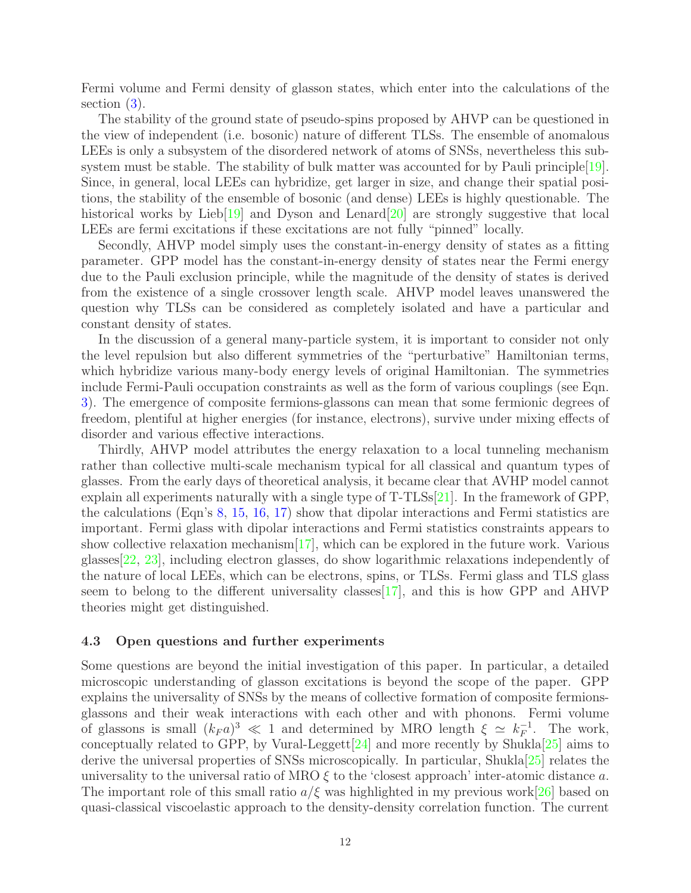Fermi volume and Fermi density of glasson states, which enter into the calculations of the section (3).

The stability of the ground state of pseudo-spins proposed by AHVP can be questioned in the view of independent (i.e. bosonic) nature of different TLSs. The ensemble of anomalous LEEs is only a subsystem of the disordered network of atoms of SNSs, nevertheless this subsystem must be stable. The stability of bulk matter was accounted for by Pauli principle[19]. Since, in general, local LEEs can hybridize, get larger in size, and change their spatial positions, the stability of the ensemble of bosonic (and dense) LEEs is highly questionable. The historical works by Lieb[19] and Dyson and Lenard[20] are strongly suggestive that local LEEs are fermi excitations if these excitations are not fully "pinned" locally.

Secondly, AHVP model simply uses the constant-in-energy density of states as a fitting parameter. GPP model has the constant-in-energy density of states near the Fermi energy due to the Pauli exclusion principle, while the magnitude of the density of states is derived from the existence of a single crossover length scale. AHVP model leaves unanswered the question why TLSs can be considered as completely isolated and have a particular and constant density of states.

In the discussion of a general many-particle system, it is important to consider not only the level repulsion but also different symmetries of the "perturbative" Hamiltonian terms, which hybridize various many-body energy levels of original Hamiltonian. The symmetries include Fermi-Pauli occupation constraints as well as the form of various couplings (see Eqn. 3). The emergence of composite fermions-glassons can mean that some fermionic degrees of freedom, plentiful at higher energies (for instance, electrons), survive under mixing effects of disorder and various effective interactions.

Thirdly, AHVP model attributes the energy relaxation to a local tunneling mechanism rather than collective multi-scale mechanism typical for all classical and quantum types of glasses. From the early days of theoretical analysis, it became clear that AVHP model cannot explain all experiments naturally with a single type of T-TLSs[21]. In the framework of GPP, the calculations (Eqn's 8, 15, 16, 17) show that dipolar interactions and Fermi statistics are important. Fermi glass with dipolar interactions and Fermi statistics constraints appears to show collective relaxation mechanism[17], which can be explored in the future work. Various glasses[22, 23], including electron glasses, do show logarithmic relaxations independently of the nature of local LEEs, which can be electrons, spins, or TLSs. Fermi glass and TLS glass seem to belong to the different universality classes[17], and this is how GPP and AHVP theories might get distinguished.

### 4.3 Open questions and further experiments

Some questions are beyond the initial investigation of this paper. In particular, a detailed microscopic understanding of glasson excitations is beyond the scope of the paper. GPP explains the universality of SNSs by the means of collective formation of composite fermions-glassons and their weak interactions with each other and with phonons. Fermi volume of glassons is small $(k_F a)^3 \ll 1$ and determined by MRO length $\xi \simeq k_F^{-1}$. The work, conceptually related to GPP, by Vural-Leggett[24] and more recently by Shukla[25] aims to derive the universal properties of SNSs microscopically. In particular, Shukla[25] relates the universality to the universal ratio of MRO $\xi$ to the 'closest approach' inter-atomic distance $a$. The important role of this small ratio $a/\xi$ was highlighted in my previous work[26] based on quasi-classical viscoelastic approach to the density-density correlation function. The current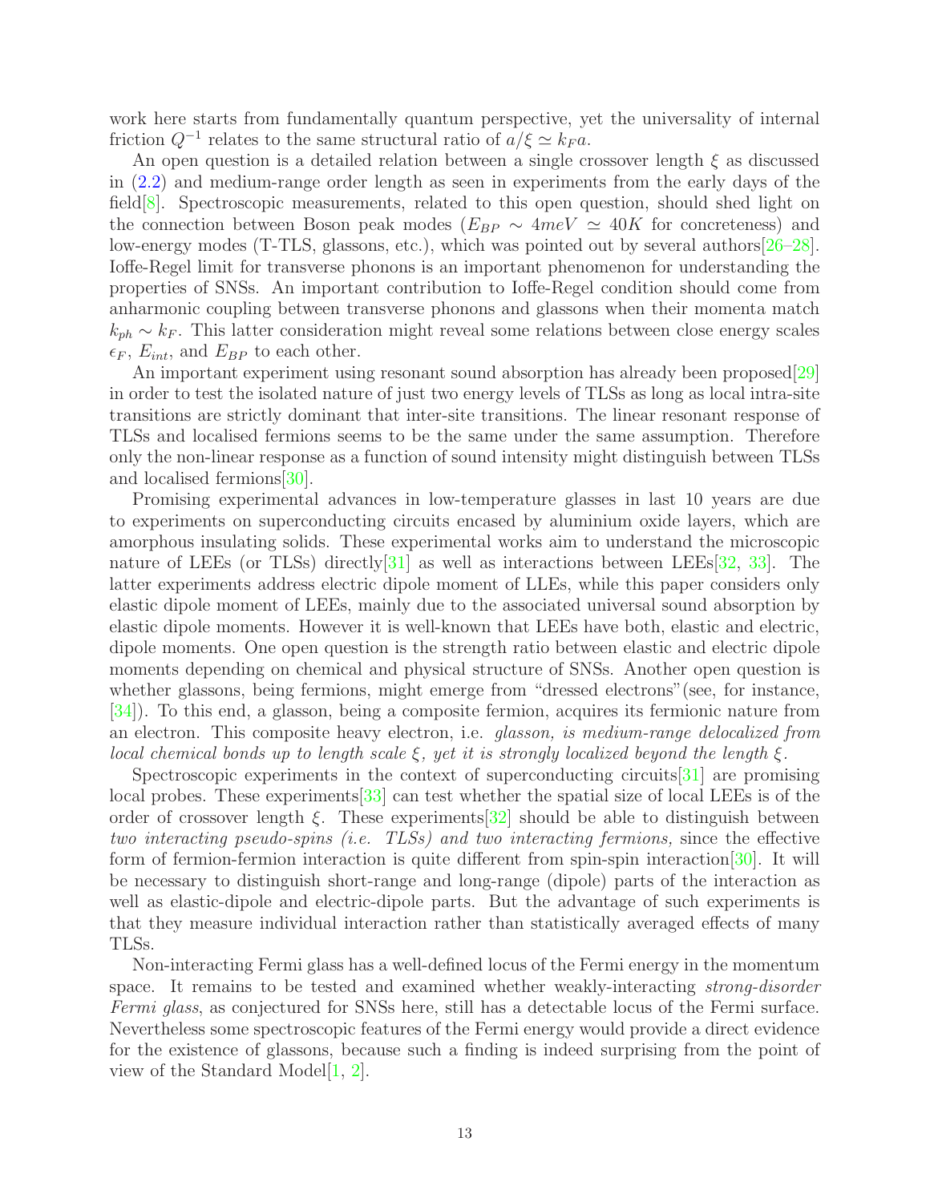work here starts from fundamentally quantum perspective, yet the universality of internal friction $Q^{-1}$ relates to the same structural ratio of $a/\xi \simeq k_F a$.

An open question is a detailed relation between a single crossover length $\xi$ as discussed in (2.2) and medium-range order length as seen in experiments from the early days of the field[8]. Spectroscopic measurements, related to this open question, should shed light on the connection between Boson peak modes ($E_{BP} \sim 4meV \simeq 40K$ for concreteness) and low-energy modes (T-TLS, glassons, etc.), which was pointed out by several authors[26–28]. Ioffe-Regel limit for transverse phonons is an important phenomenon for understanding the properties of SNSs. An important contribution to Ioffe-Regel condition should come from anharmonic coupling between transverse phonons and glassons when their momenta match $k_{ph} \sim k_F$. This latter consideration might reveal some relations between close energy scales $\epsilon_F$, $E_{int}$, and $E_{BP}$ to each other.

An important experiment using resonant sound absorption has already been proposed[29] in order to test the isolated nature of just two energy levels of TLSs as long as local intra-site transitions are strictly dominant that inter-site transitions. The linear resonant response of TLSs and localised fermions seems to be the same under the same assumption. Therefore only the non-linear response as a function of sound intensity might distinguish between TLSs and localised fermions[30].

Promising experimental advances in low-temperature glasses in last 10 years are due to experiments on superconducting circuits encased by aluminium oxide layers, which are amorphous insulating solids. These experimental works aim to understand the microscopic nature of LEEs (or TLSs) directly[31] as well as interactions between LEEs[32, 33]. The latter experiments address electric dipole moment of LLEs, while this paper considers only elastic dipole moment of LEEs, mainly due to the associated universal sound absorption by elastic dipole moments. However it is well-known that LEEs have both, elastic and electric, dipole moments. One open question is the strength ratio between elastic and electric dipole moments depending on chemical and physical structure of SNSs. Another open question is whether glassons, being fermions, might emerge from "dressed electrons"(see, for instance, [34]). To this end, a glasson, being a composite fermion, acquires its fermionic nature from an electron. This composite heavy electron, i.e. *glasson, is medium-range delocalized from local chemical bonds up to length scale $\xi$, yet it is strongly localized beyond the length $\xi$.*

Spectroscopic experiments in the context of superconducting circuits[31] are promising local probes. These experiments[33] can test whether the spatial size of local LEEs is of the order of crossover length $\xi$. These experiments[32] should be able to distinguish between *two interacting pseudo-spins (i.e. TLSs) and two interacting fermions,* since the effective form of fermion-fermion interaction is quite different from spin-spin interaction[30]. It will be necessary to distinguish short-range and long-range (dipole) parts of the interaction as well as elastic-dipole and electric-dipole parts. But the advantage of such experiments is that they measure individual interaction rather than statistically averaged effects of many TLSs.

Non-interacting Fermi glass has a well-defined locus of the Fermi energy in the momentum space. It remains to be tested and examined whether weakly-interacting *strong-disorder Fermi glass*, as conjectured for SNSs here, still has a detectable locus of the Fermi surface. Nevertheless some spectroscopic features of the Fermi energy would provide a direct evidence for the existence of glassons, because such a finding is indeed surprising from the point of view of the Standard Model[1, 2].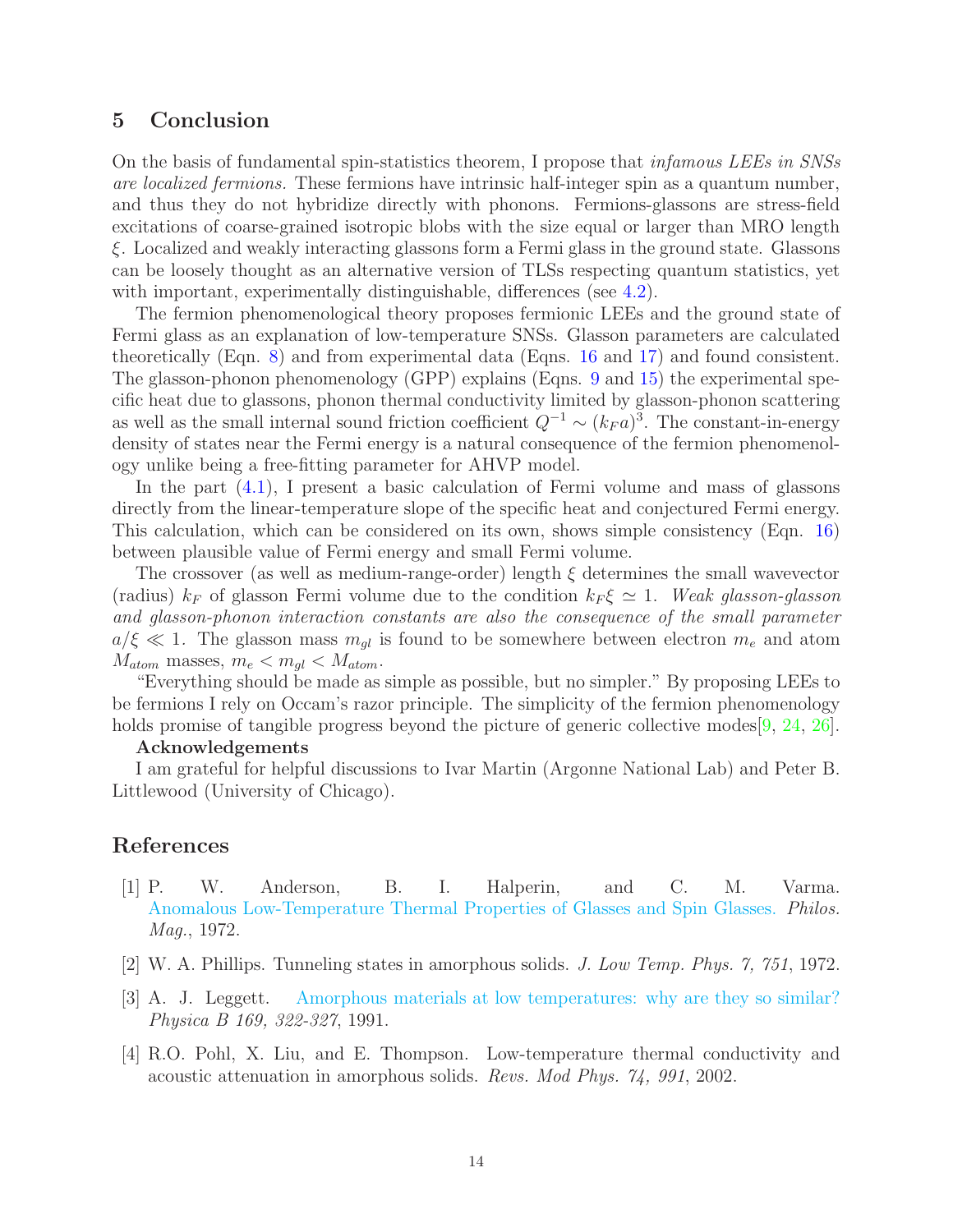## 5 Conclusion

On the basis of fundamental spin-statistics theorem, I propose that *infamous LEEs in SNSs are localized fermions.* These fermions have intrinsic half-integer spin as a quantum number, and thus they do not hybridize directly with phonons. Fermions-glassons are stress-field excitations of coarse-grained isotropic blobs with the size equal or larger than MRO length $\xi$. Localized and weakly interacting glassons form a Fermi glass in the ground state. Glassons can be loosely thought as an alternative version of TLSs respecting quantum statistics, yet with important, experimentally distinguishable, differences (see 4.2).

The fermion phenomenological theory proposes fermionic LEEs and the ground state of Fermi glass as an explanation of low-temperature SNSs. Glasson parameters are calculated theoretically (Eqn. 8) and from experimental data (Eqns. 16 and 17) and found consistent. The glasson-phonon phenomenology (GPP) explains (Eqns. 9 and 15) the experimental specific heat due to glassons, phonon thermal conductivity limited by glasson-phonon scattering as well as the small internal sound friction coefficient $Q^{-1} \sim (k_F a)^3$. The constant-in-energy density of states near the Fermi energy is a natural consequence of the fermion phenomenology unlike being a free-fitting parameter for AHVP model.

In the part (4.1), I present a basic calculation of Fermi volume and mass of glassons directly from the linear-temperature slope of the specific heat and conjectured Fermi energy. This calculation, which can be considered on its own, shows simple consistency (Eqn. 16) between plausible value of Fermi energy and small Fermi volume.

The crossover (as well as medium-range-order) length $\xi$ determines the small wavevector (radius) $k_F$ of glasson Fermi volume due to the condition $k_F\xi \simeq 1$. *Weak glasson-glasson and glasson-phonon interaction constants are also the consequence of the small parameter* $a/\xi \ll 1$. The glasson mass $m_{gl}$ is found to be somewhere between electron $m_e$ and atom $M_{atom}$ masses, $m_e < m_{gl} < M_{atom}$.

"Everything should be made as simple as possible, but no simpler." By proposing LEEs to be fermions I rely on Occam's razor principle. The simplicity of the fermion phenomenology holds promise of tangible progress beyond the picture of generic collective modes[9, 24, 26].

**Acknowledgements**

I am grateful for helpful discussions to Ivar Martin (Argonne National Lab) and Peter B. Littlewood (University of Chicago).

## References

[1] P. W. Anderson, B. I. Halperin, and C. M. Varma. Anomalous Low-Temperature Thermal Properties of Glasses and Spin Glasses. *Philos. Mag.*, 1972.

[2] W. A. Phillips. Tunneling states in amorphous solids. *J. Low Temp. Phys. 7, 751*, 1972.

[3] A. J. Leggett. Amorphous materials at low temperatures: why are they so similar? *Physica B 169, 322-327*, 1991.

[4] R.O. Pohl, X. Liu, and E. Thompson. Low-temperature thermal conductivity and acoustic attenuation in amorphous solids. *Revs. Mod Phys. 74, 991*, 2002.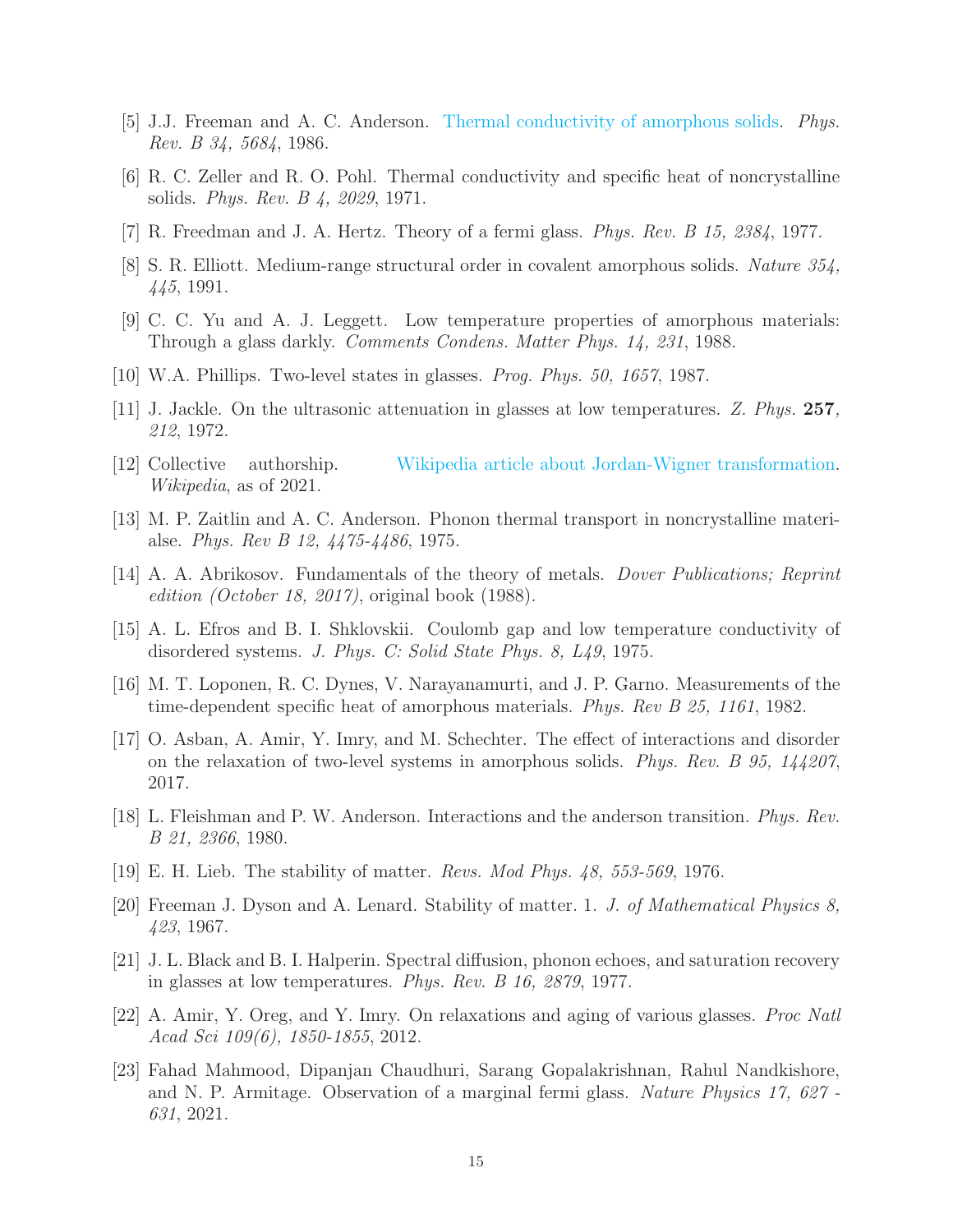[5] J.J. Freeman and A. C. Anderson. Thermal conductivity of amorphous solids. *Phys. Rev. B 34, 5684*, 1986.

[6] R. C. Zeller and R. O. Pohl. Thermal conductivity and specific heat of noncrystalline solids. *Phys. Rev. B 4, 2029*, 1971.

[7] R. Freedman and J. A. Hertz. Theory of a fermi glass. *Phys. Rev. B 15, 2384*, 1977.

[8] S. R. Elliott. Medium-range structural order in covalent amorphous solids. *Nature 354, 445*, 1991.

[9] C. C. Yu and A. J. Leggett. Low temperature properties of amorphous materials: Through a glass darkly. *Comments Condens. Matter Phys. 14, 231*, 1988.

[10] W.A. Phillips. Two-level states in glasses. *Prog. Phys. 50, 1657*, 1987.

[11] J. Jackle. On the ultrasonic attenuation in glasses at low temperatures. *Z. Phys.* **257**, *212*, 1972.

[12] Collective authorship. Wikipedia article about Jordan-Wigner transformation. *Wikipedia*, as of 2021.

[13] M. P. Zaitlin and A. C. Anderson. Phonon thermal transport in noncrystalline materialse. *Phys Rev B 12, 4475-4486*, 1975.

[14] A. A. Abrikosov. Fundamentals of the theory of metals. *Dover Publications; Reprint edition (October 18, 2017)*, original book (1988).

[15] A. L. Efros and B. I. Shklovskii. Coulomb gap and low temperature conductivity of disordered systems. *J. Phys. C: Solid State Phys. 8, L49*, 1975.

[16] M. T. Loponen, R. C. Dynes, V. Narayanamurti, and J. P. Garno. Measurements of the time-dependent specific heat of amorphous materials. *Phys Rev B 25, 1161*, 1982.

[17] O. Asban, A. Amir, Y. Imry, and M. Schechter. The effect of interactions and disorder on the relaxation of two-level systems in amorphous solids. *Phys. Rev. B 95, 144207*, 2017.

[18] L. Fleishman and P. W. Anderson. Interactions and the anderson transition. *Phys. Rev. B 21, 2366*, 1980.

[19] E. H. Lieb. The stability of matter. *Revs. Mod Phys. 48, 553-569*, 1976.

[20] Freeman J. Dyson and A. Lenard. Stability of matter. 1. *J. of Mathematical Physics 8, 423*, 1967.

[21] J. L. Black and B. I. Halperin. Spectral diffusion, phonon echoes, and saturation recovery in glasses at low temperatures. *Phys. Rev. B 16, 2879*, 1977.

[22] A. Amir, Y. Oreg, and Y. Imry. On relaxations and aging of various glasses. *Proc Natl Acad Sci 109(6), 1850-1855*, 2012.

[23] Fahad Mahmood, Dipanjan Chaudhuri, Sarang Gopalakrishnan, Rahul Nandkishore, and N. P. Armitage. Observation of a marginal fermi glass. *Nature Physics 17, 627 - 631*, 2021.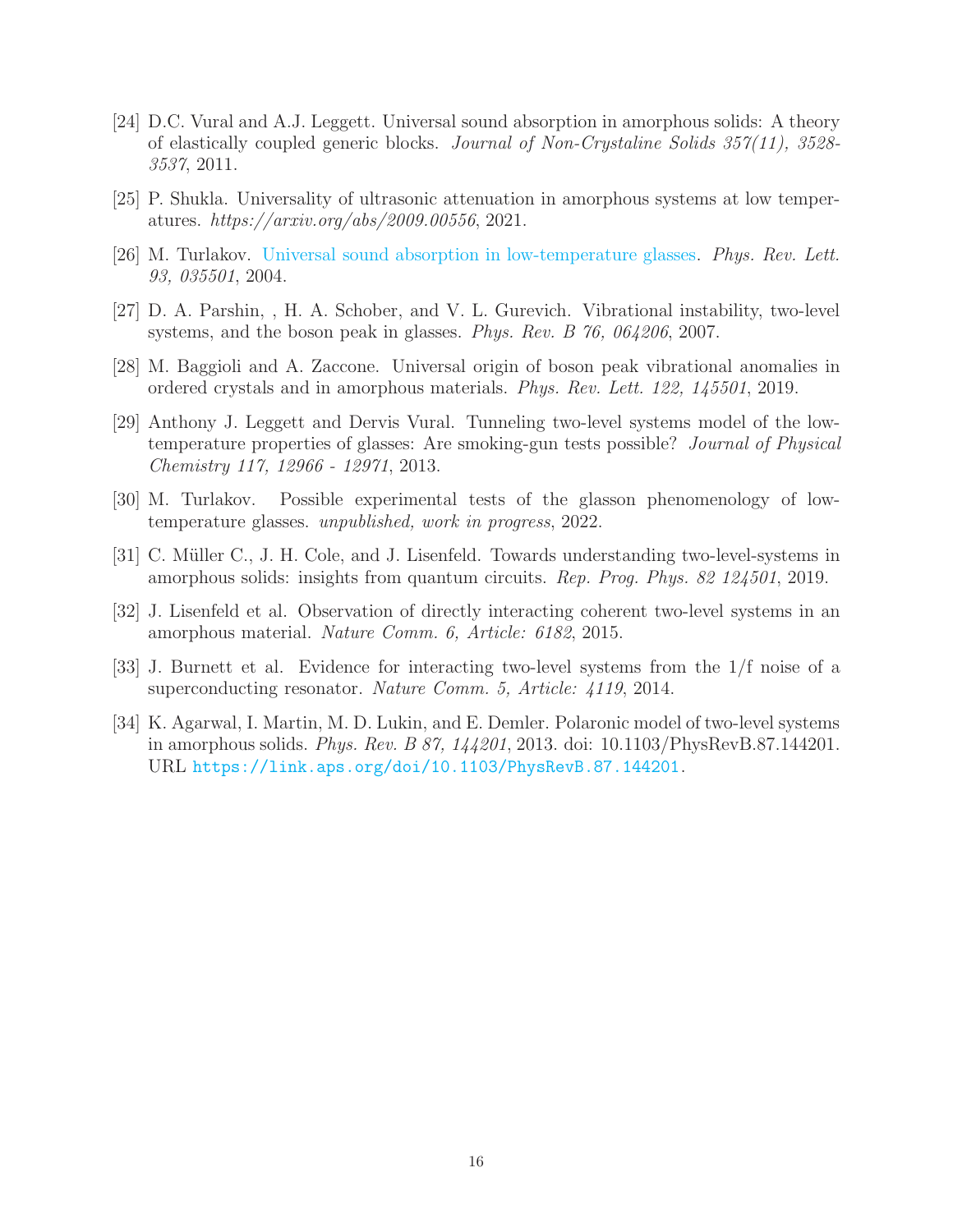[24] D.C. Vural and A.J. Leggett. Universal sound absorption in amorphous solids: A theory of elastically coupled generic blocks. *Journal of Non-Crystaline Solids 357(11), 3528-3537*, 2011.

[25] P. Shukla. Universality of ultrasonic attenuation in amorphous systems at low temperatures. *https://arxiv.org/abs/2009.00556*, 2021.

[26] M. Turlakov. Universal sound absorption in low-temperature glasses. *Phys. Rev. Lett. 93, 035501*, 2004.

[27] D. A. Parshin, , H. A. Schober, and V. L. Gurevich. Vibrational instability, two-level systems, and the boson peak in glasses. *Phys. Rev. B 76, 064206*, 2007.

[28] M. Baggioli and A. Zaccone. Universal origin of boson peak vibrational anomalies in ordered crystals and in amorphous materials. *Phys. Rev. Lett. 122, 145501*, 2019.

[29] Anthony J. Leggett and Dervis Vural. Tunneling two-level systems model of the low-temperature properties of glasses: Are smoking-gun tests possible? *Journal of Physical Chemistry 117, 12966 - 12971*, 2013.

[30] M. Turlakov. Possible experimental tests of the glasson phenomenology of low-temperature glasses. *unpublished, work in progress*, 2022.

[31] C. Müller C., J. H. Cole, and J. Lisenfeld. Towards understanding two-level-systems in amorphous solids: insights from quantum circuits. *Rep. Prog. Phys. 82 124501*, 2019.

[32] J. Lisenfeld et al. Observation of directly interacting coherent two-level systems in an amorphous material. *Nature Comm. 6, Article: 6182*, 2015.

[33] J. Burnett et al. Evidence for interacting two-level systems from the 1/f noise of a superconducting resonator. *Nature Comm. 5, Article: 4119*, 2014.

[34] K. Agarwal, I. Martin, M. D. Lukin, and E. Demler. Polaronic model of two-level systems in amorphous solids. *Phys. Rev. B 87, 144201*, 2013. doi: 10.1103/PhysRevB.87.144201. URL `https://link.aps.org/doi/10.1103/PhysRevB.87.144201`.